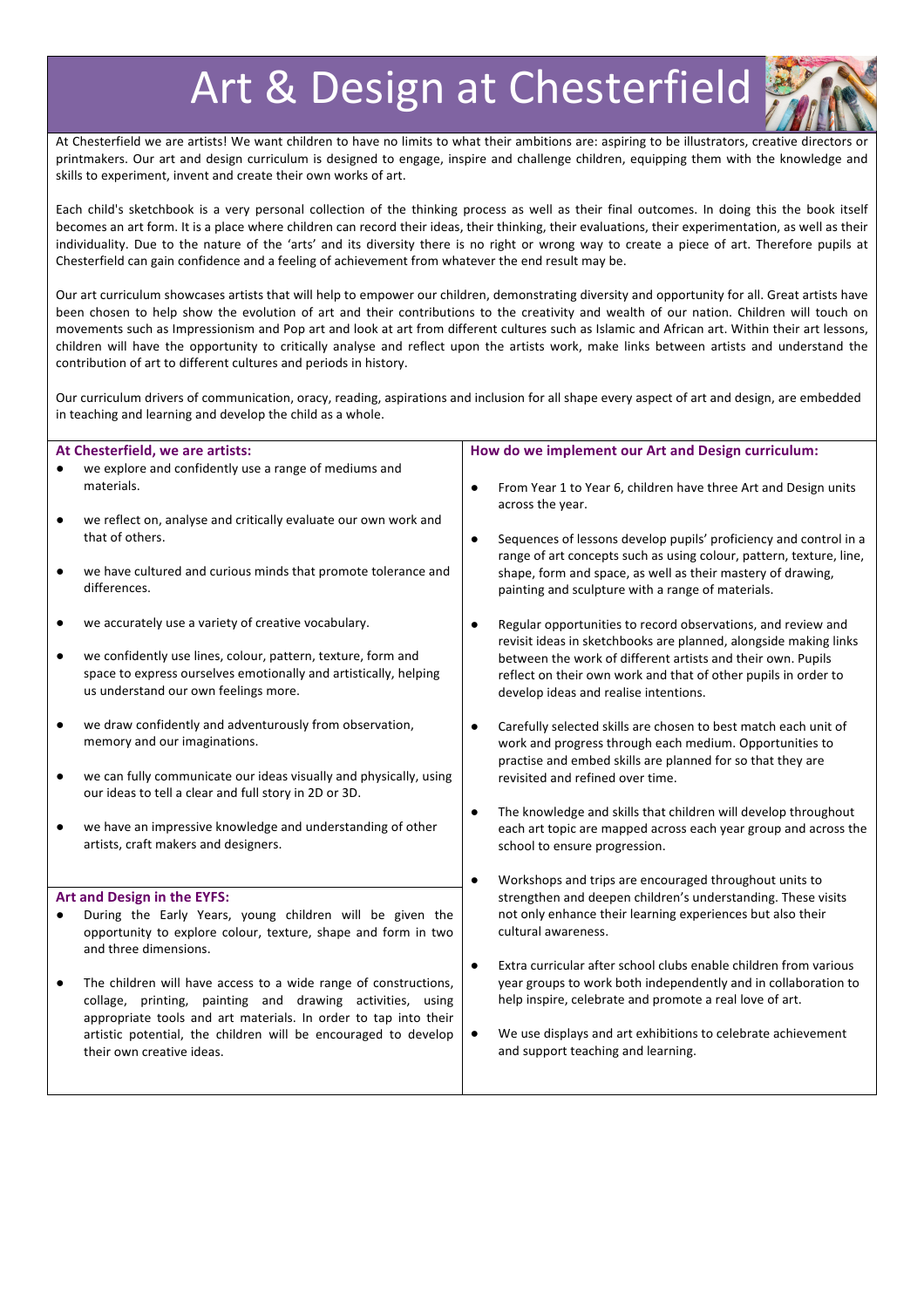# Art & Design at Chesterfield

At Chesterfield we are artists! We want children to have no limits to what their ambitions are: aspiring to be illustrators, creative directors or printmakers. Our art and design curriculum is designed to engage, inspire and challenge children, equipping them with the knowledge and skills to experiment, invent and create their own works of art.

Each child's sketchbook is a very personal collection of the thinking process as well as their final outcomes. In doing this the book itself becomes an art form. It is a place where children can record their ideas, their thinking, their evaluations, their experimentation, as well as their individuality. Due to the nature of the 'arts' and its diversity there is no right or wrong way to create a piece of art. Therefore pupils at Chesterfield can gain confidence and a feeling of achievement from whatever the end result may be.

Our art curriculum showcases artists that will help to empower our children, demonstrating diversity and opportunity for all. Great artists have been chosen to help show the evolution of art and their contributions to the creativity and wealth of our nation. Children will touch on movements such as Impressionism and Pop art and look at art from different cultures such as Islamic and African art. Within their art lessons, children will have the opportunity to critically analyse and reflect upon the artists work, make links between artists and understand the contribution of art to different cultures and periods in history.

Our curriculum drivers of communication, oracy, reading, aspirations and inclusion for all shape every aspect of art and design, are embedded in teaching and learning and develop the child as a whole.

## At Chesterfield, we are artists:

- we explore and confidently use a range of mediums and materials.
- we reflect on, analyse and critically evaluate our own work and that of others.
- we have cultured and curious minds that promote tolerance and differences.
- we accurately use a variety of creative vocabulary.
- we confidently use lines, colour, pattern, texture, form and space to express ourselves emotionally and artistically, helping us understand our own feelings more.
- we draw confidently and adventurously from observation, memory and our imaginations.
- we can fully communicate our ideas visually and physically, using our ideas to tell a clear and full story in 2D or 3D.
- we have an impressive knowledge and understanding of other artists, craft makers and designers.

## Art and Design in the EYFS:

- During the Early Years, young children will be given the opportunity to explore colour, texture, shape and form in two and three dimensions.
- The children will have access to a wide range of constructions, collage, printing, painting and drawing activities, using appropriate tools and art materials. In order to tap into their artistic potential, the children will be encouraged to develop their own creative ideas.

## How do we implement our Art and Design curriculum:

- From Year 1 to Year 6, children have three Art and Design units across the year.
- Sequences of lessons develop pupils' proficiency and control in a range of art concepts such as using colour, pattern, texture, line, shape, form and space, as well as their mastery of drawing, painting and sculpture with a range of materials.
- Regular opportunities to record observations, and review and revisit ideas in sketchbooks are planned, alongside making links between the work of different artists and their own. Pupils reflect on their own work and that of other pupils in order to develop ideas and realise intentions.
- Carefully selected skills are chosen to best match each unit of work and progress through each medium. Opportunities to practise and embed skills are planned for so that they are revisited and refined over time.
- The knowledge and skills that children will develop throughout each art topic are mapped across each year group and across the school to ensure progression.
- Workshops and trips are encouraged throughout units to strengthen and deepen children's understanding. These visits not only enhance their learning experiences but also their cultural awareness.
- Extra curricular after school clubs enable children from various year groups to work both independently and in collaboration to help inspire, celebrate and promote a real love of art.
- We use displays and art exhibitions to celebrate achievement and support teaching and learning.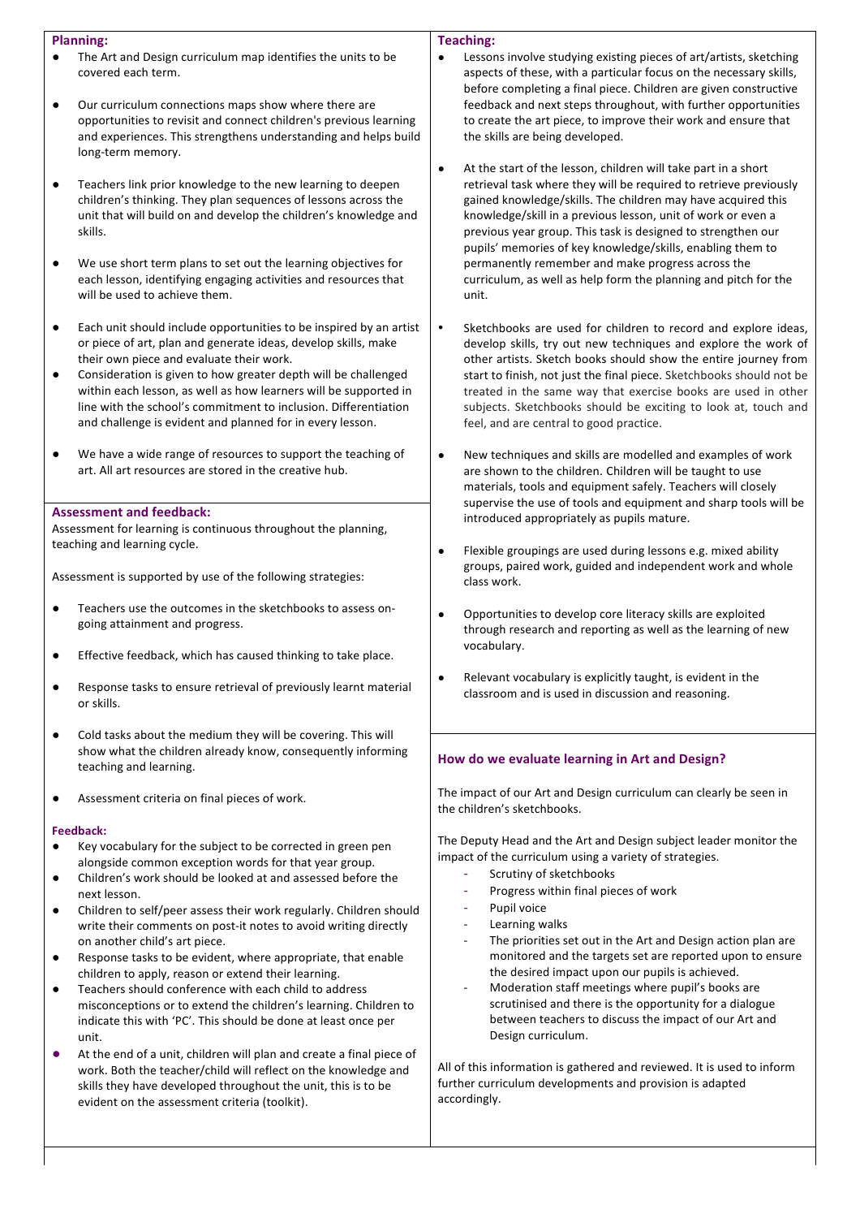## Planning:

- The Art and Design curriculum map identifies the units to be covered each term.
- Our curriculum connections maps show where there are opportunities to revisit and connect children's previous learning and experiences. This strengthens understanding and helps build long-term memory.
- Teachers link prior knowledge to the new learning to deepen children's thinking. They plan sequences of lessons across the unit that will build on and develop the children's knowledge and skills.
- We use short term plans to set out the learning objectives for each lesson, identifying engaging activities and resources that will be used to achieve them.
- Each unit should include opportunities to be inspired by an artist or piece of art, plan and generate ideas, develop skills, make their own piece and evaluate their work.
- Consideration is given to how greater depth will be challenged within each lesson, as well as how learners will be supported in line with the school's commitment to inclusion. Differentiation and challenge is evident and planned for in every lesson.
- We have a wide range of resources to support the teaching of art. All art resources are stored in the creative hub.

## Assessment and feedback:

Assessment for learning is continuous throughout the planning, teaching and learning cycle.

Assessment is supported by use of the following strategies:

- Teachers use the outcomes in the sketchbooks to assess on-going attainment and progress.
- Effective feedback, which has caused thinking to take place.
- Response tasks to ensure retrieval of previously learnt material or skills.
- Cold tasks about the medium they will be covering. This will show what the children already know, consequently informing teaching and learning.
- Assessment criteria on final pieces of work.

### Feedback:

- Key vocabulary for the subject to be corrected in green pen alongside common exception words for that year group.
- Children's work should be looked at and assessed before the next lesson.
- Children to self/peer assess their work regularly. Children should write their comments on post-it notes to avoid writing directly on another child's art piece.
- Response tasks to be evident, where appropriate, that enable children to apply, reason or extend their learning.
- Teachers should conference with each child to address misconceptions or to extend the children's learning. Children to indicate this with 'PC'. This should be done at least once per unit.
- At the end of a unit, children will plan and create a final piece of work. Both the teacher/child will reflect on the knowledge and skills they have developed throughout the unit, this is to be evident on the assessment criteria (toolkit).

## Teaching:

- Lessons involve studying existing pieces of art/artists, sketching aspects of these, with a particular focus on the necessary skills, before completing a final piece. Children are given constructive feedback and next steps throughout, with further opportunities to create the art piece, to improve their work and ensure that the skills are being developed.
- At the start of the lesson, children will take part in a short retrieval task where they will be required to retrieve previously gained knowledge/skills. The children may have acquired this knowledge/skill in a previous lesson, unit of work or even a previous year group. This task is designed to strengthen our pupils' memories of key knowledge/skills, enabling them to permanently remember and make progress across the curriculum, as well as help form the planning and pitch for the unit.
- Sketchbooks are used for children to record and explore ideas, develop skills, try out new techniques and explore the work of other artists. Sketch books should show the entire journey from start to finish, not just the final piece. Sketchbooks should not be treated in the same way that exercise books are used in other subjects. Sketchbooks should be exciting to look at, touch and feel, and are central to good practice.
- New techniques and skills are modelled and examples of work are shown to the children. Children will be taught to use materials, tools and equipment safely. Teachers will closely supervise the use of tools and equipment and sharp tools will be introduced appropriately as pupils mature.
- Flexible groupings are used during lessons e.g. mixed ability groups, paired work, guided and independent work and whole class work.
- Opportunities to develop core literacy skills are exploited through research and reporting as well as the learning of new vocabulary.
- Relevant vocabulary is explicitly taught, is evident in the classroom and is used in discussion and reasoning.

## How do we evaluate learning in Art and Design?

The impact of our Art and Design curriculum can clearly be seen in the children's sketchbooks.

The Deputy Head and the Art and Design subject leader monitor the impact of the curriculum using a variety of strategies.

- Scrutiny of sketchbooks
- Progress within final pieces of work
- Pupil voice
- Learning walks
- The priorities set out in the Art and Design action plan are monitored and the targets set are reported upon to ensure the desired impact upon our pupils is achieved.
- Moderation staff meetings where pupil's books are scrutinised and there is the opportunity for a dialogue between teachers to discuss the impact of our Art and Design curriculum.

All of this information is gathered and reviewed. It is used to inform further curriculum developments and provision is adapted accordingly.